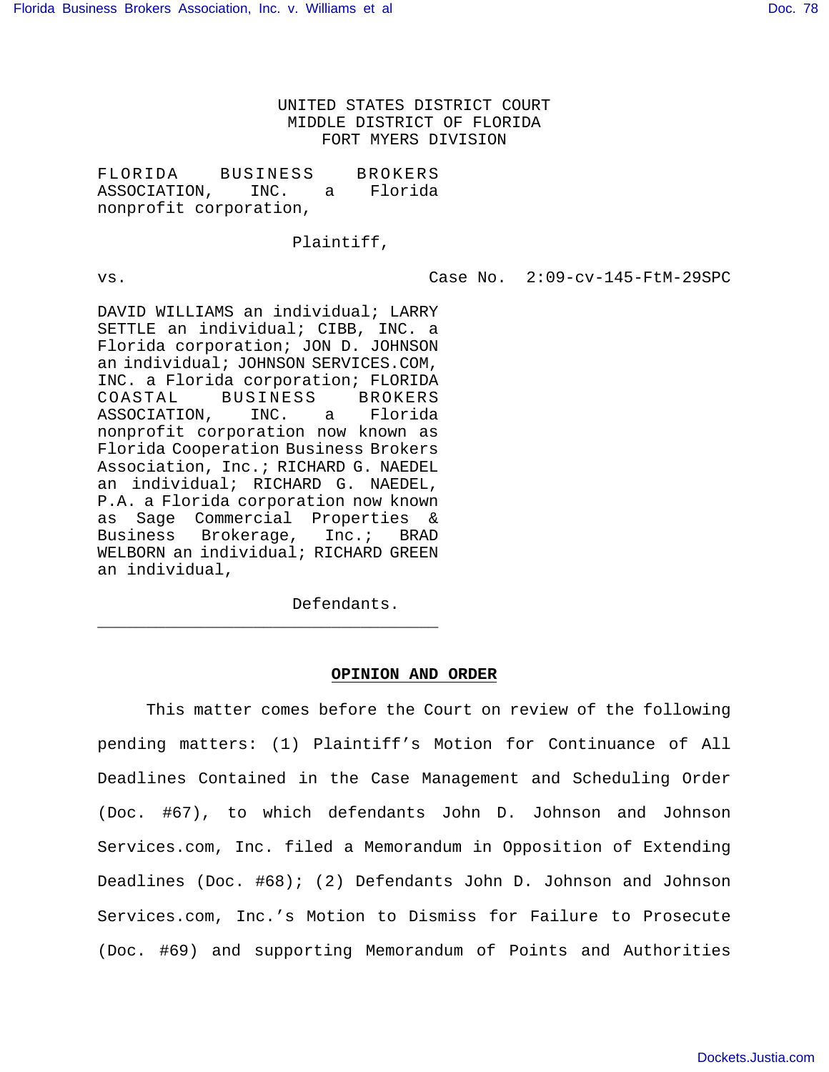UNITED STATES DISTRICT COURT
MIDDLE DISTRICT OF FLORIDA
FORT MYERS DIVISION

FLORIDA BUSINESS BROKERS ASSOCIATION, INC. a Florida nonprofit corporation,

Plaintiff,

vs. Case No. 2:09-cv-145-FtM-29SPC

DAVID WILLIAMS an individual; LARRY SETTLE an individual; CIBB, INC. a Florida corporation; JON D. JOHNSON an individual; JOHNSON SERVICES.COM, INC. a Florida corporation; FLORIDA COASTAL BUSINESS BROKERS ASSOCIATION, INC. a Florida nonprofit corporation now known as Florida Cooperation Business Brokers Association, Inc.; RICHARD G. NAEDEL an individual; RICHARD G. NAEDEL, P.A. a Florida corporation now known as Sage Commercial Properties & Business Brokerage, Inc.; BRAD WELBORN an individual; RICHARD GREEN an individual,

Defendants.

___________________________________

**OPINION AND ORDER**

This matter comes before the Court on review of the following pending matters: (1) Plaintiff's Motion for Continuance of All Deadlines Contained in the Case Management and Scheduling Order (Doc. #67), to which defendants John D. Johnson and Johnson Services.com, Inc. filed a Memorandum in Opposition of Extending Deadlines (Doc. #68); (2) Defendants John D. Johnson and Johnson Services.com, Inc.'s Motion to Dismiss for Failure to Prosecute (Doc. #69) and supporting Memorandum of Points and Authorities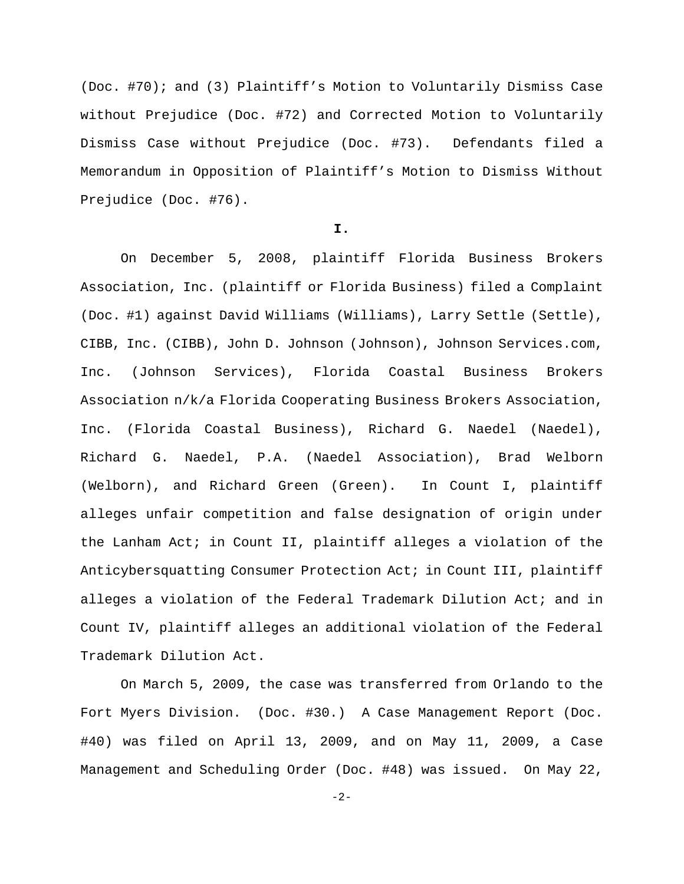(Doc. #70); and (3) Plaintiff's Motion to Voluntarily Dismiss Case without Prejudice (Doc. #72) and Corrected Motion to Voluntarily Dismiss Case without Prejudice (Doc. #73). Defendants filed a Memorandum in Opposition of Plaintiff's Motion to Dismiss Without Prejudice (Doc. #76).

**I.**

On December 5, 2008, plaintiff Florida Business Brokers Association, Inc. (plaintiff or Florida Business) filed a Complaint (Doc. #1) against David Williams (Williams), Larry Settle (Settle), CIBB, Inc. (CIBB), John D. Johnson (Johnson), Johnson Services.com, Inc. (Johnson Services), Florida Coastal Business Brokers Association n/k/a Florida Cooperating Business Brokers Association, Inc. (Florida Coastal Business), Richard G. Naedel (Naedel), Richard G. Naedel, P.A. (Naedel Association), Brad Welborn (Welborn), and Richard Green (Green). In Count I, plaintiff alleges unfair competition and false designation of origin under the Lanham Act; in Count II, plaintiff alleges a violation of the Anticybersquatting Consumer Protection Act; in Count III, plaintiff alleges a violation of the Federal Trademark Dilution Act; and in Count IV, plaintiff alleges an additional violation of the Federal Trademark Dilution Act.

On March 5, 2009, the case was transferred from Orlando to the Fort Myers Division. (Doc. #30.) A Case Management Report (Doc. #40) was filed on April 13, 2009, and on May 11, 2009, a Case Management and Scheduling Order (Doc. #48) was issued. On May 22,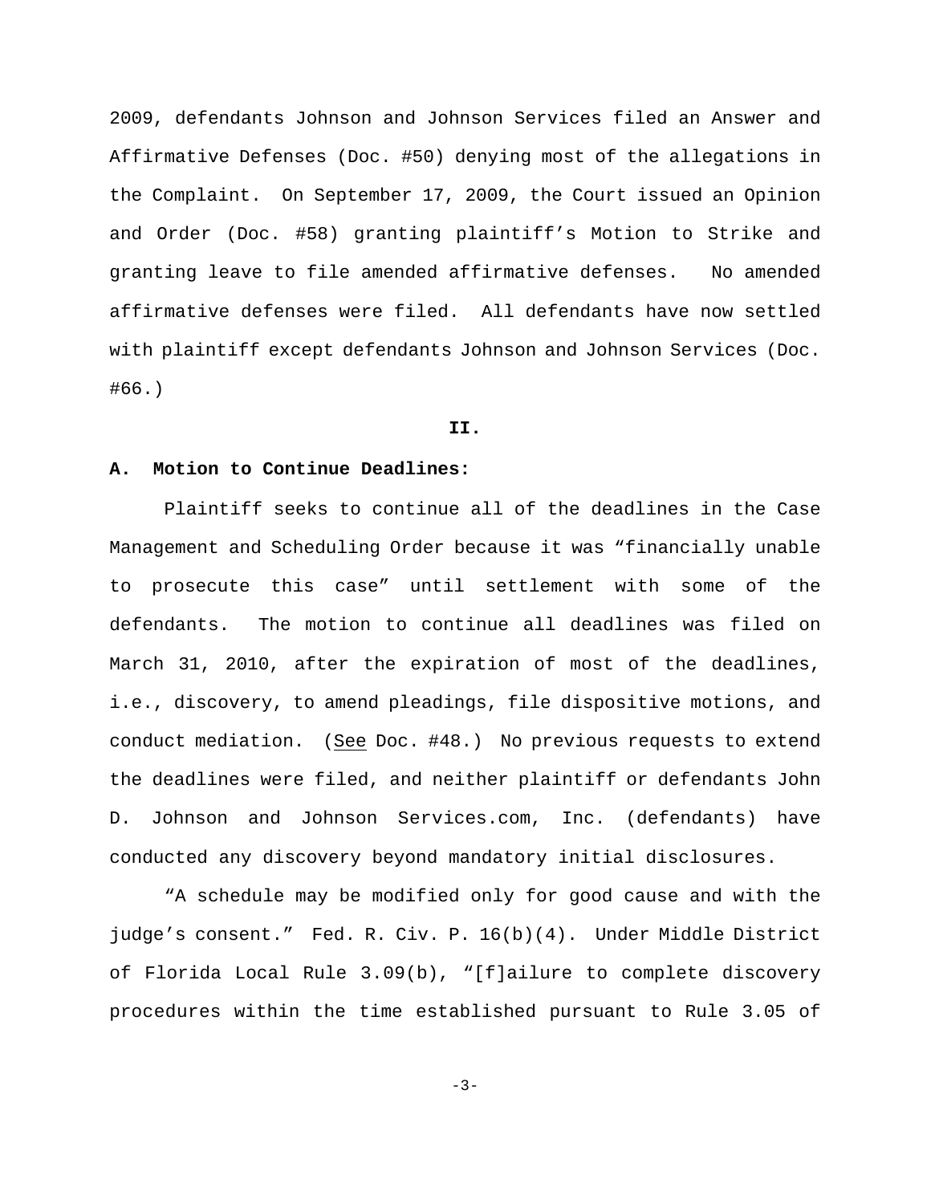2009, defendants Johnson and Johnson Services filed an Answer and Affirmative Defenses (Doc. #50) denying most of the allegations in the Complaint. On September 17, 2009, the Court issued an Opinion and Order (Doc. #58) granting plaintiff's Motion to Strike and granting leave to file amended affirmative defenses. No amended affirmative defenses were filed. All defendants have now settled with plaintiff except defendants Johnson and Johnson Services (Doc. #66.)

## II.

### A. Motion to Continue Deadlines:

Plaintiff seeks to continue all of the deadlines in the Case Management and Scheduling Order because it was "financially unable to prosecute this case" until settlement with some of the defendants. The motion to continue all deadlines was filed on March 31, 2010, after the expiration of most of the deadlines, i.e., discovery, to amend pleadings, file dispositive motions, and conduct mediation. (See Doc. #48.) No previous requests to extend the deadlines were filed, and neither plaintiff or defendants John D. Johnson and Johnson Services.com, Inc. (defendants) have conducted any discovery beyond mandatory initial disclosures.

"A schedule may be modified only for good cause and with the judge's consent." Fed. R. Civ. P. 16(b)(4). Under Middle District of Florida Local Rule 3.09(b), "[f]ailure to complete discovery procedures within the time established pursuant to Rule 3.05 of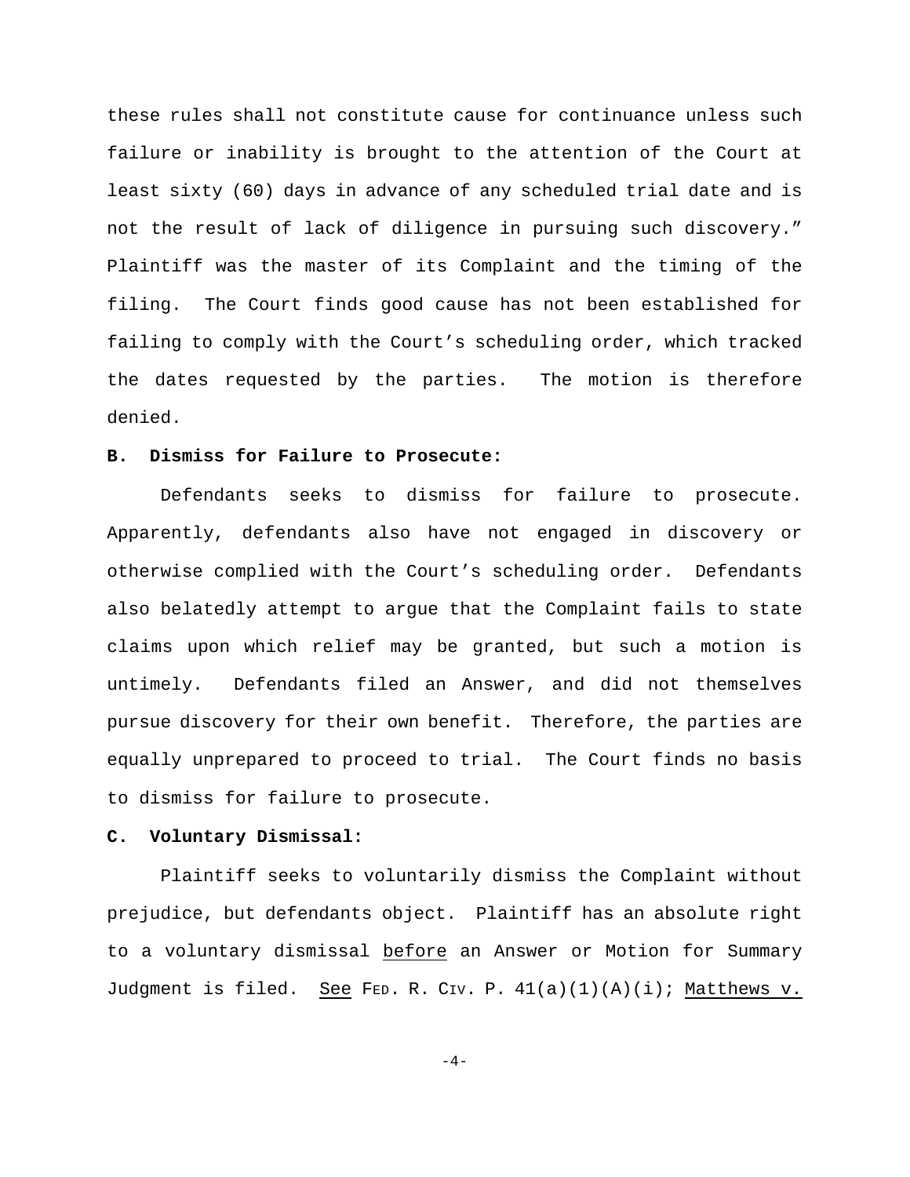these rules shall not constitute cause for continuance unless such failure or inability is brought to the attention of the Court at least sixty (60) days in advance of any scheduled trial date and is not the result of lack of diligence in pursuing such discovery." Plaintiff was the master of its Complaint and the timing of the filing. The Court finds good cause has not been established for failing to comply with the Court's scheduling order, which tracked the dates requested by the parties. The motion is therefore denied.

**B. Dismiss for Failure to Prosecute:**

Defendants seeks to dismiss for failure to prosecute. Apparently, defendants also have not engaged in discovery or otherwise complied with the Court's scheduling order. Defendants also belatedly attempt to argue that the Complaint fails to state claims upon which relief may be granted, but such a motion is untimely. Defendants filed an Answer, and did not themselves pursue discovery for their own benefit. Therefore, the parties are equally unprepared to proceed to trial. The Court finds no basis to dismiss for failure to prosecute.

**C. Voluntary Dismissal:**

Plaintiff seeks to voluntarily dismiss the Complaint without prejudice, but defendants object. Plaintiff has an absolute right to a voluntary dismissal before an Answer or Motion for Summary Judgment is filed. See FED. R. CIV. P. 41(a)(1)(A)(i); Matthews v.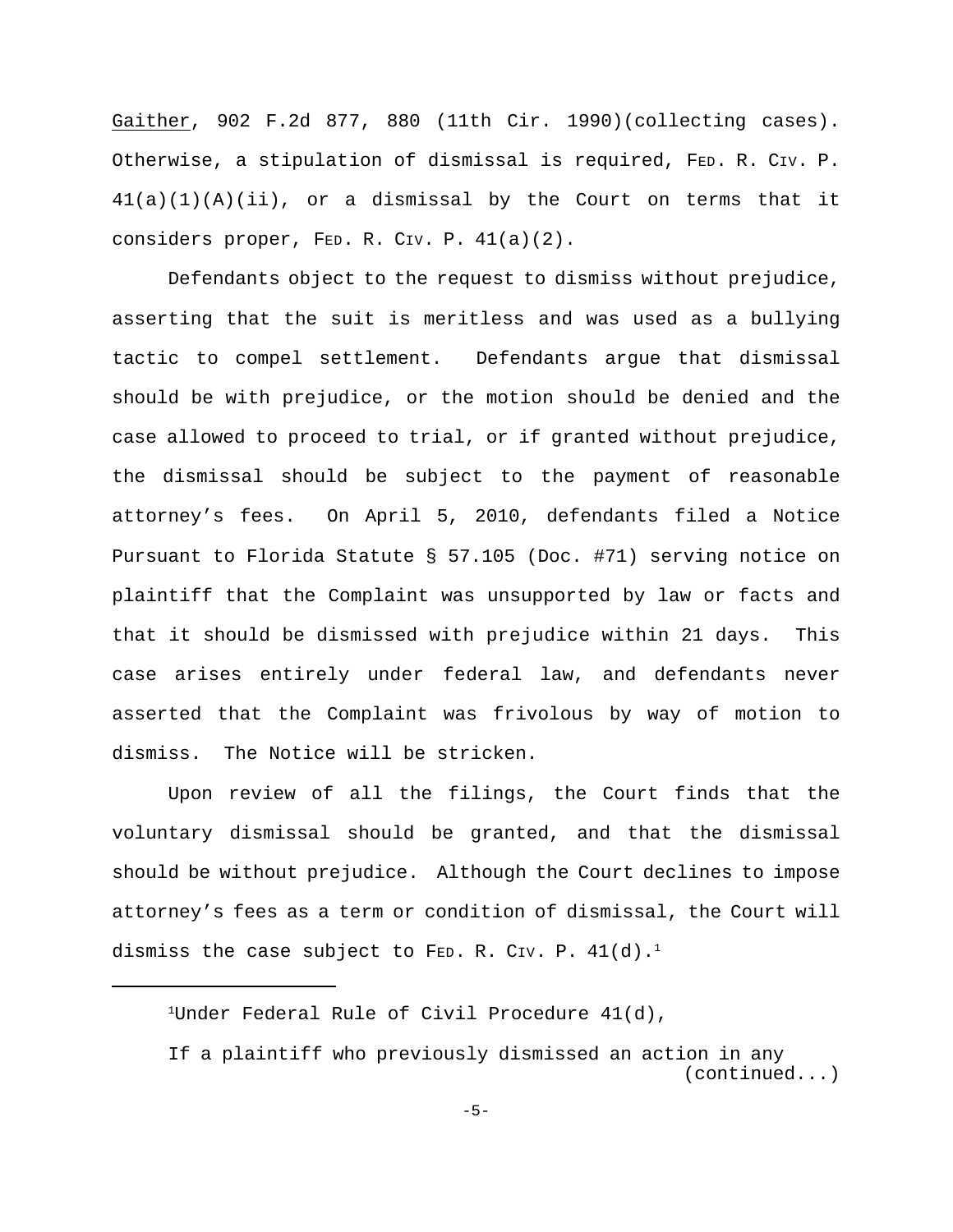Gaither, 902 F.2d 877, 880 (11th Cir. 1990)(collecting cases). Otherwise, a stipulation of dismissal is required, FED. R. CIV. P. 41(a)(1)(A)(ii), or a dismissal by the Court on terms that it considers proper, FED. R. CIV. P. 41(a)(2).

Defendants object to the request to dismiss without prejudice, asserting that the suit is meritless and was used as a bullying tactic to compel settlement. Defendants argue that dismissal should be with prejudice, or the motion should be denied and the case allowed to proceed to trial, or if granted without prejudice, the dismissal should be subject to the payment of reasonable attorney's fees. On April 5, 2010, defendants filed a Notice Pursuant to Florida Statute § 57.105 (Doc. #71) serving notice on plaintiff that the Complaint was unsupported by law or facts and that it should be dismissed with prejudice within 21 days. This case arises entirely under federal law, and defendants never asserted that the Complaint was frivolous by way of motion to dismiss. The Notice will be stricken.

Upon review of all the filings, the Court finds that the voluntary dismissal should be granted, and that the dismissal should be without prejudice. Although the Court declines to impose attorney's fees as a term or condition of dismissal, the Court will dismiss the case subject to FED. R. CIV. P. 41(d).[1]

---

[1]Under Federal Rule of Civil Procedure 41(d),

If a plaintiff who previously dismissed an action in any (continued...)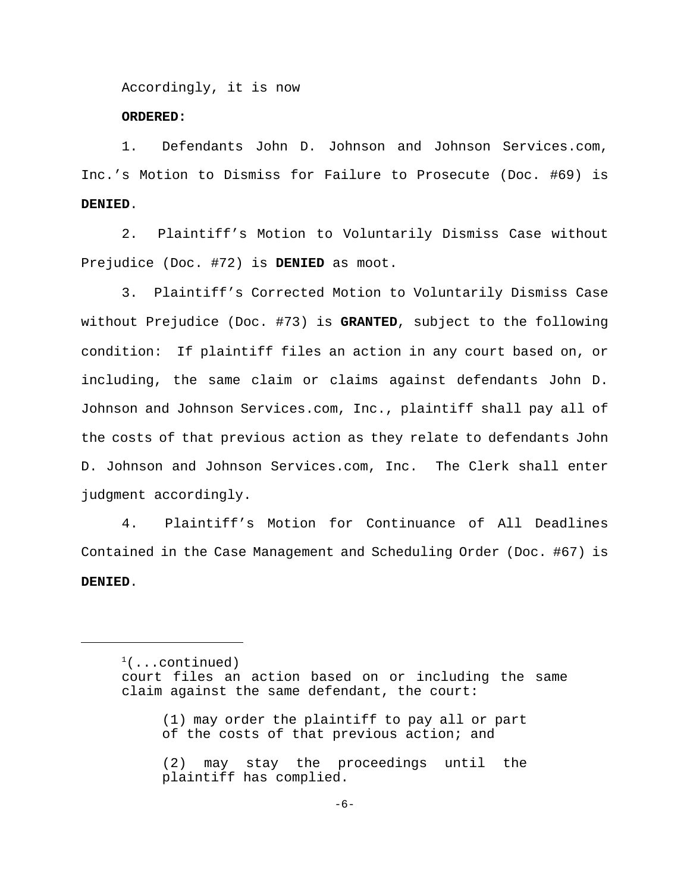Accordingly, it is now

**ORDERED:**

1. Defendants John D. Johnson and Johnson Services.com, Inc.'s Motion to Dismiss for Failure to Prosecute (Doc. #69) is **DENIED**.

2. Plaintiff's Motion to Voluntarily Dismiss Case without Prejudice (Doc. #72) is **DENIED** as moot.

3. Plaintiff's Corrected Motion to Voluntarily Dismiss Case without Prejudice (Doc. #73) is **GRANTED**, subject to the following condition: If plaintiff files an action in any court based on, or including, the same claim or claims against defendants John D. Johnson and Johnson Services.com, Inc., plaintiff shall pay all of the costs of that previous action as they relate to defendants John D. Johnson and Johnson Services.com, Inc. The Clerk shall enter judgment accordingly.

4. Plaintiff's Motion for Continuance of All Deadlines Contained in the Case Management and Scheduling Order (Doc. #67) is **DENIED**.

---

[1](...continued)
court files an action based on or including the same claim against the same defendant, the court:

> (1) may order the plaintiff to pay all or part of the costs of that previous action; and
>
> (2) may stay the proceedings until the plaintiff has complied.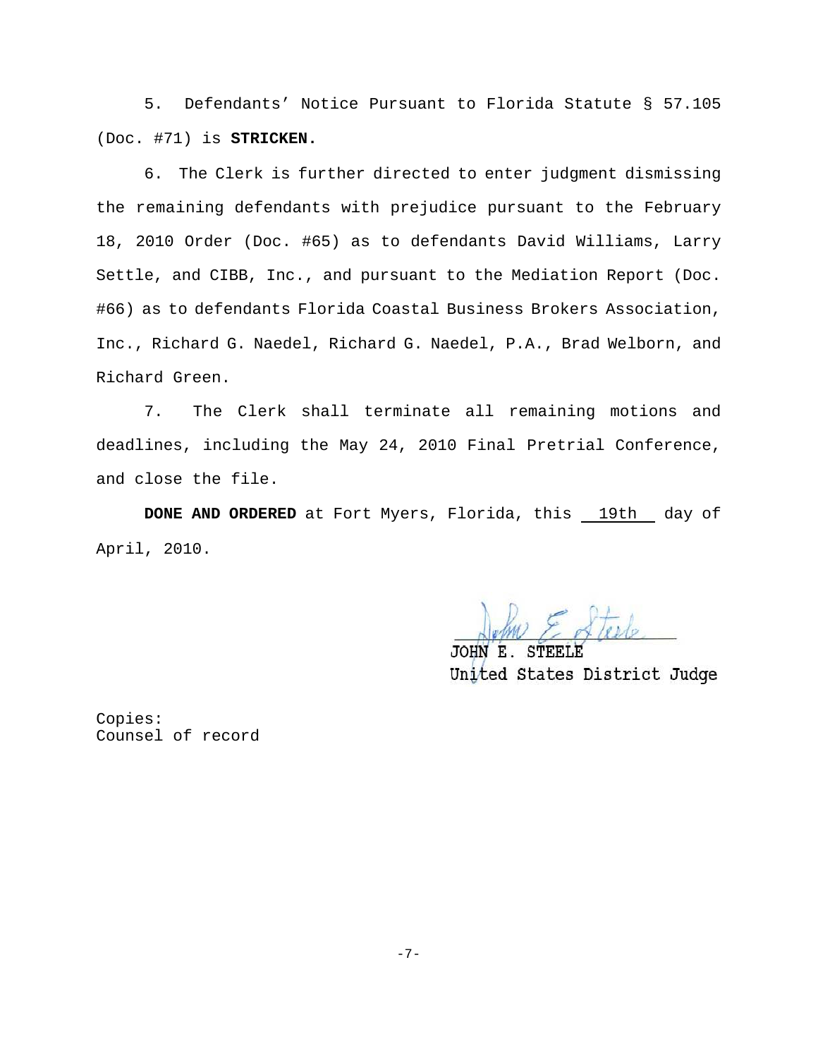5. Defendants' Notice Pursuant to Florida Statute § 57.105 (Doc. #71) is **STRICKEN.**

6. The Clerk is further directed to enter judgment dismissing the remaining defendants with prejudice pursuant to the February 18, 2010 Order (Doc. #65) as to defendants David Williams, Larry Settle, and CIBB, Inc., and pursuant to the Mediation Report (Doc. #66) as to defendants Florida Coastal Business Brokers Association, Inc., Richard G. Naedel, Richard G. Naedel, P.A., Brad Welborn, and Richard Green.

7. The Clerk shall terminate all remaining motions and deadlines, including the May 24, 2010 Final Pretrial Conference, and close the file.

**DONE AND ORDERED** at Fort Myers, Florida, this 19th day of April, 2010.

JOHN E. STEELE
United States District Judge

Copies:
Counsel of record